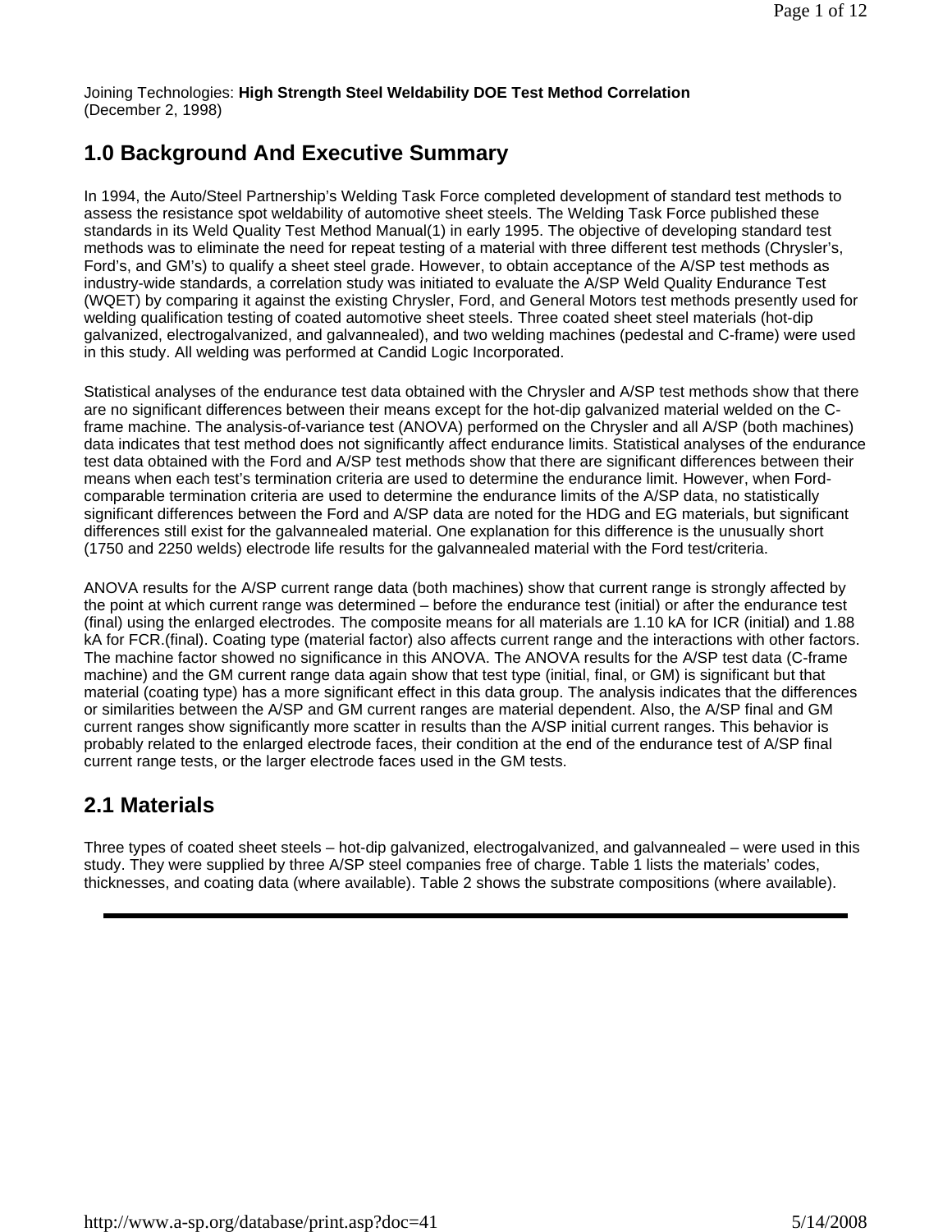Joining Technologies: **High Strength Steel Weldability DOE Test Method Correlation**
(December 2, 1998)

## 1.0 Background And Executive Summary

In 1994, the Auto/Steel Partnership's Welding Task Force completed development of standard test methods to assess the resistance spot weldability of automotive sheet steels. The Welding Task Force published these standards in its Weld Quality Test Method Manual(1) in early 1995. The objective of developing standard test methods was to eliminate the need for repeat testing of a material with three different test methods (Chrysler's, Ford's, and GM's) to qualify a sheet steel grade. However, to obtain acceptance of the A/SP test methods as industry-wide standards, a correlation study was initiated to evaluate the A/SP Weld Quality Endurance Test (WQET) by comparing it against the existing Chrysler, Ford, and General Motors test methods presently used for welding qualification testing of coated automotive sheet steels. Three coated sheet steel materials (hot-dip galvanized, electrogalvanized, and galvannealed), and two welding machines (pedestal and C-frame) were used in this study. All welding was performed at Candid Logic Incorporated.

Statistical analyses of the endurance test data obtained with the Chrysler and A/SP test methods show that there are no significant differences between their means except for the hot-dip galvanized material welded on the C-frame machine. The analysis-of-variance test (ANOVA) performed on the Chrysler and all A/SP (both machines) data indicates that test method does not significantly affect endurance limits. Statistical analyses of the endurance test data obtained with the Ford and A/SP test methods show that there are significant differences between their means when each test's termination criteria are used to determine the endurance limit. However, when Ford-comparable termination criteria are used to determine the endurance limits of the A/SP data, no statistically significant differences between the Ford and A/SP data are noted for the HDG and EG materials, but significant differences still exist for the galvannealed material. One explanation for this difference is the unusually short (1750 and 2250 welds) electrode life results for the galvannealed material with the Ford test/criteria.

ANOVA results for the A/SP current range data (both machines) show that current range is strongly affected by the point at which current range was determined – before the endurance test (initial) or after the endurance test (final) using the enlarged electrodes. The composite means for all materials are 1.10 kA for ICR (initial) and 1.88 kA for FCR.(final). Coating type (material factor) also affects current range and the interactions with other factors. The machine factor showed no significance in this ANOVA. The ANOVA results for the A/SP test data (C-frame machine) and the GM current range data again show that test type (initial, final, or GM) is significant but that material (coating type) has a more significant effect in this data group. The analysis indicates that the differences or similarities between the A/SP and GM current ranges are material dependent. Also, the A/SP final and GM current ranges show significantly more scatter in results than the A/SP initial current ranges. This behavior is probably related to the enlarged electrode faces, their condition at the end of the endurance test of A/SP final current range tests, or the larger electrode faces used in the GM tests.

## 2.1 Materials

Three types of coated sheet steels – hot-dip galvanized, electrogalvanized, and galvannealed – were used in this study. They were supplied by three A/SP steel companies free of charge. Table 1 lists the materials' codes, thicknesses, and coating data (where available). Table 2 shows the substrate compositions (where available).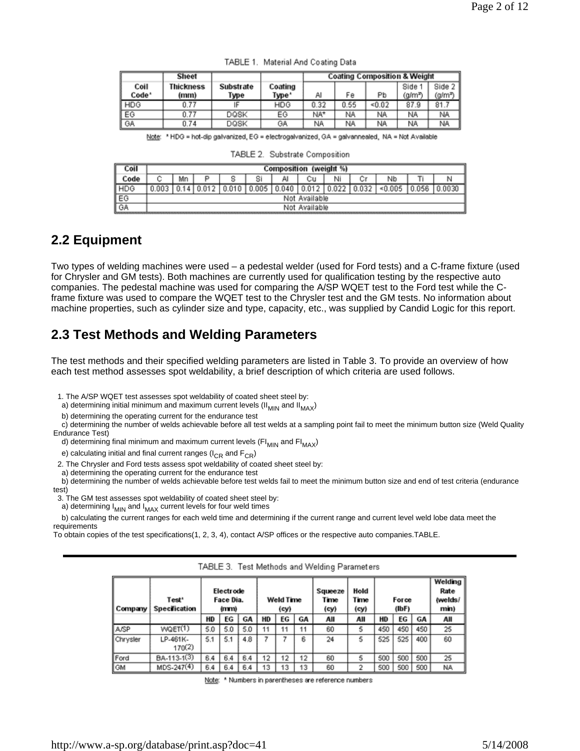TABLE 1. Material And Coating Data

| Coil Code* | Sheet Thickness (mm) | Substrate Type | Coating Type* | Coating Composition & Weight | | | | |
|---|---|---|---|---|---|---|---|---|
| | | | | Al | Fe | Pb | Side 1 ($g/m^2$) | Side 2 ($g/m^2$) |
| HDG | 0.77 | IF | HDG | 0.32 | 0.55 | <0.02 | 87.9 | 81.7 |
| EG | 0.77 | DQSK | EG | NA* | NA | NA | NA | NA |
| GA | 0.74 | DQSK | GA | NA | NA | NA | NA | NA |

Note: * HDG = hot-dip galvanized, EG = electrogalvanized, GA = galvannealed, NA = Not Available

TABLE 2. Substrate Composition

| Coil Code | Composition (weight %) | | | | | | | | | | | |
|---|---|---|---|---|---|---|---|---|---|---|---|---|
| | C | Mn | P | S | Si | Al | Cu | Ni | Cr | Nb | Ti | N |
| HDG | 0.003 | 0.14 | 0.012 | 0.010 | 0.005 | 0.040 | 0.012 | 0.022 | 0.032 | <0.005 | 0.056 | 0.0030 |
| EG | Not Available | | | | | | | | | | | |
| GA | Not Available | | | | | | | | | | | |

## 2.2 Equipment

Two types of welding machines were used – a pedestal welder (used for Ford tests) and a C-frame fixture (used for Chrysler and GM tests). Both machines are currently used for qualification testing by the respective auto companies. The pedestal machine was used for comparing the A/SP WQET test to the Ford test while the C-frame fixture was used to compare the WQET test to the Chrysler test and the GM tests. No information about machine properties, such as cylinder size and type, capacity, etc., was supplied by Candid Logic for this report.

## 2.3 Test Methods and Welding Parameters

The test methods and their specified welding parameters are listed in Table 3. To provide an overview of how each test method assesses spot weldability, a brief description of which criteria are used follows.

1. The A/SP WQET test assesses spot weldability of coated sheet steel by:
   a) determining initial minimum and maximum current levels ($II_{MIN}$ and $II_{MAX}$)
   b) determining the operating current for the endurance test
   c) determining the number of welds achievable before all test welds at a sampling point fail to meet the minimum button size (Weld Quality Endurance Test)
   d) determining final minimum and maximum current levels ($FI_{MIN}$ and $FI_{MAX}$)
   e) calculating initial and final current ranges ($I_{CR}$ and $F_{CR}$)
2. The Chrysler and Ford tests assess spot weldability of coated sheet steel by:
   a) determining the operating current for the endurance test
   b) determining the number of welds achievable before test welds fail to meet the minimum button size and end of test criteria (endurance test)
3. The GM test assesses spot weldability of coated sheet steel by:
   a) determining $I_{MIN}$ and $I_{MAX}$ current levels for four weld times
   b) calculating the current ranges for each weld time and determining if the current range and current level weld lobe data meet the requirements

To obtain copies of the test specifications(1, 2, 3, 4), contact A/SP offices or the respective auto companies.TABLE.

TABLE 3. Test Methods and Welding Parameters

| Company | Test* Specification | Electrode Face Dia. (mm) | | | Weld Time (cy) | | | Squeeze Time (cy) | Hold Time (cy) | Force (lbF) | | | Welding Rate (welds/min) |
|---|---|---|---|---|---|---|---|---|---|---|---|---|---|
| | | HD | EG | GA | HD | EG | GA | All | All | HD | EG | GA | All |
| A/SP | WQET(1) | 5.0 | 5.0 | 5.0 | 11 | 11 | 11 | 60 | 5 | 450 | 450 | 450 | 25 |
| Chrysler | LP-461K-170(2) | 5.1 | 5.1 | 4.8 | 7 | 7 | 6 | 24 | 5 | 525 | 525 | 400 | 60 |
| Ford | BA-113-1(3) | 6.4 | 6.4 | 6.4 | 12 | 12 | 12 | 60 | 5 | 500 | 500 | 500 | 25 |
| GM | MDS-247(4) | 6.4 | 6.4 | 6.4 | 13 | 13 | 13 | 60 | 2 | 500 | 500 | 500 | NA |

Note: * Numbers in parentheses are reference numbers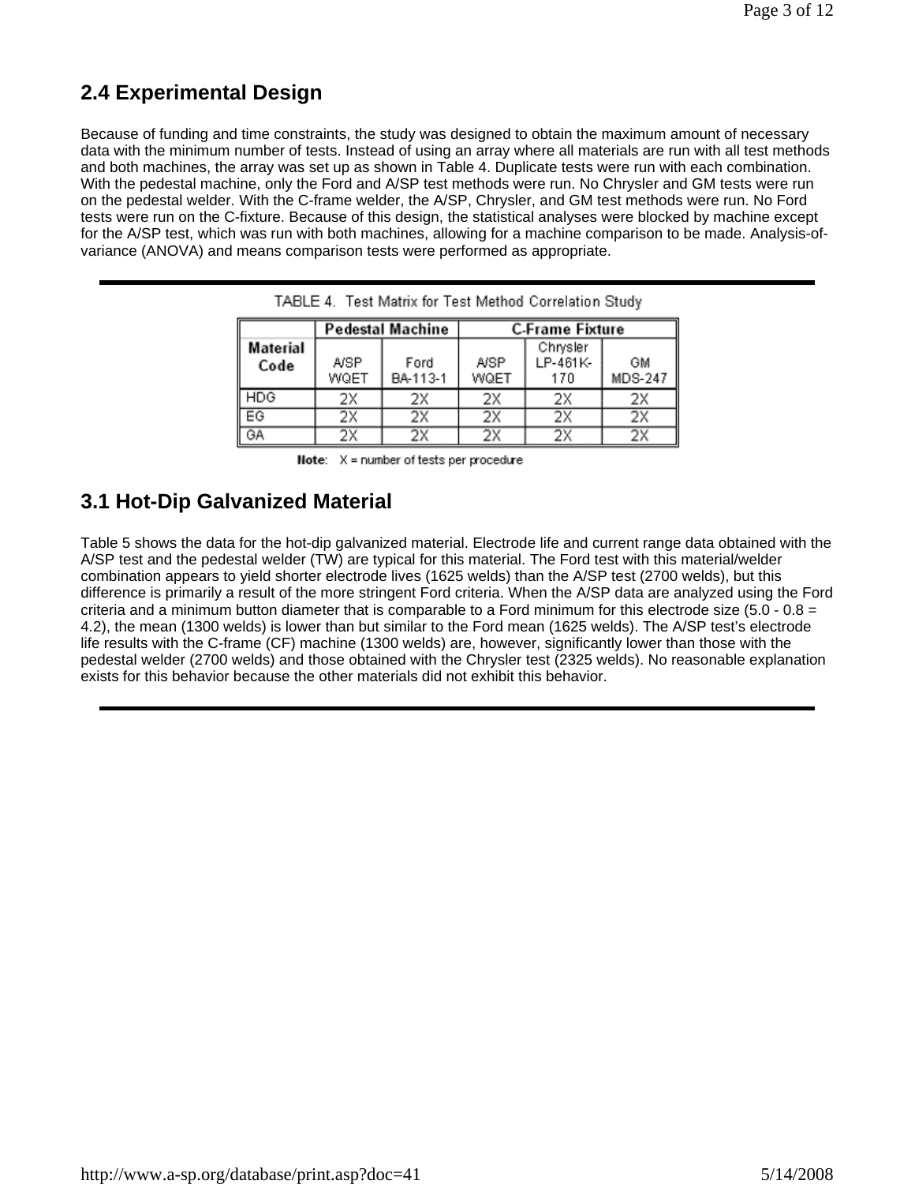## 2.4 Experimental Design

Because of funding and time constraints, the study was designed to obtain the maximum amount of necessary data with the minimum number of tests. Instead of using an array where all materials are run with all test methods and both machines, the array was set up as shown in Table 4. Duplicate tests were run with each combination. With the pedestal machine, only the Ford and A/SP test methods were run. No Chrysler and GM tests were run on the pedestal welder. With the C-frame welder, the A/SP, Chrysler, and GM test methods were run. No Ford tests were run on the C-fixture. Because of this design, the statistical analyses were blocked by machine except for the A/SP test, which was run with both machines, allowing for a machine comparison to be made. Analysis-of-variance (ANOVA) and means comparison tests were performed as appropriate.

TABLE 4. Test Matrix for Test Method Correlation Study

| Material Code | Pedestal Machine | | C-Frame Fixture | | |
|---|---|---|---|---|---|
| | A/SP WQET | Ford BA-113-1 | A/SP WQET | Chrysler LP-461K-170 | GM MDS-247 |
| HDG | 2X | 2X | 2X | 2X | 2X |
| EG | 2X | 2X | 2X | 2X | 2X |
| GA | 2X | 2X | 2X | 2X | 2X |

**Note:** X = number of tests per procedure

## 3.1 Hot-Dip Galvanized Material

Table 5 shows the data for the hot-dip galvanized material. Electrode life and current range data obtained with the A/SP test and the pedestal welder (TW) are typical for this material. The Ford test with this material/welder combination appears to yield shorter electrode lives (1625 welds) than the A/SP test (2700 welds), but this difference is primarily a result of the more stringent Ford criteria. When the A/SP data are analyzed using the Ford criteria and a minimum button diameter that is comparable to a Ford minimum for this electrode size (5.0 - 0.8 = 4.2), the mean (1300 welds) is lower than but similar to the Ford mean (1625 welds). The A/SP test's electrode life results with the C-frame (CF) machine (1300 welds) are, however, significantly lower than those with the pedestal welder (2700 welds) and those obtained with the Chrysler test (2325 welds). No reasonable explanation exists for this behavior because the other materials did not exhibit this behavior.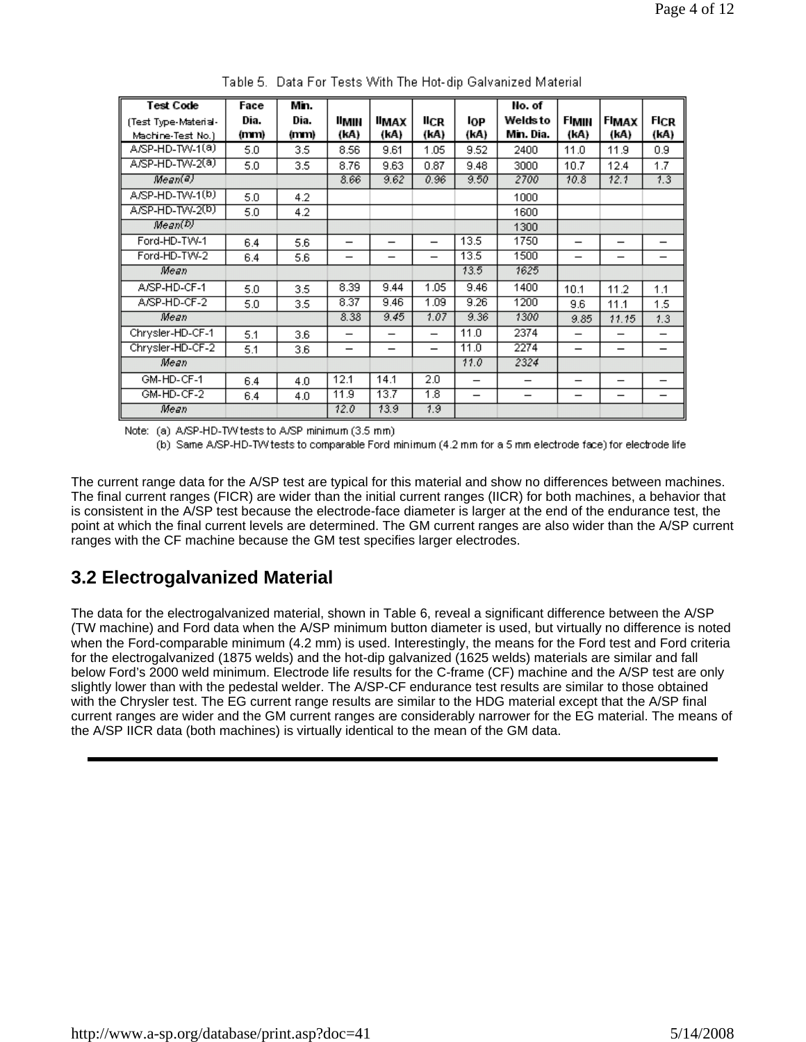Table 5. Data For Tests With The Hot-dip Galvanized Material

| Test Code (Test Type-Material-Machine-Test No.) | Face Dia. (mm) | Min. Dia. (mm) | $II_{MIN}$ (kA) | $II_{MAX}$ (kA) | $II_{CR}$ (kA) | $I_{OP}$ (kA) | No. of Welds to Min. Dia. | $FI_{MIN}$ (kA) | $FI_{MAX}$ (kA) | $FI_{CR}$ (kA) |
|---|---|---|---|---|---|---|---|---|---|---|
| A/SP-HD-TW-1(a) | 5.0 | 3.5 | 8.56 | 9.61 | 1.05 | 9.52 | 2400 | 11.0 | 11.9 | 0.9 |
| A/SP-HD-TW-2(a) | 5.0 | 3.5 | 8.76 | 9.63 | 0.87 | 9.48 | 3000 | 10.7 | 12.4 | 1.7 |
| *Mean(a)* | | | *8.66* | *9.62* | *0.96* | *9.50* | *2700* | *10.8* | *12.1* | *1.3* |
| A/SP-HD-TW-1(b) | 5.0 | 4.2 | | | | | 1000 | | | |
| A/SP-HD-TW-2(b) | 5.0 | 4.2 | | | | | 1600 | | | |
| *Mean(b)* | | | | | | | 1300 | | | |
| Ford-HD-TW-1 | 6.4 | 5.6 | – | – | – | 13.5 | 1750 | – | – | – |
| Ford-HD-TW-2 | 6.4 | 5.6 | – | – | – | 13.5 | 1500 | – | – | – |
| *Mean* | | | | | | *13.5* | *1625* | | | |
| A/SP-HD-CF-1 | 5.0 | 3.5 | 8.39 | 9.44 | 1.05 | 9.46 | 1400 | 10.1 | 11.2 | 1.1 |
| A/SP-HD-CF-2 | 5.0 | 3.5 | 8.37 | 9.46 | 1.09 | 9.26 | 1200 | 9.6 | 11.1 | 1.5 |
| *Mean* | | | *8.38* | *9.45* | *1.07* | *9.36* | *1300* | *9.85* | *11.15* | *1.3* |
| Chrysler-HD-CF-1 | 5.1 | 3.6 | – | – | – | 11.0 | 2374 | – | – | – |
| Chrysler-HD-CF-2 | 5.1 | 3.6 | – | – | – | 11.0 | 2274 | – | – | – |
| *Mean* | | | | | | *11.0* | *2324* | | | |
| GM-HD-CF-1 | 6.4 | 4.0 | 12.1 | 14.1 | 2.0 | – | – | – | – | – |
| GM-HD-CF-2 | 6.4 | 4.0 | 11.9 | 13.7 | 1.8 | – | – | – | – | – |
| *Mean* | | | *12.0* | *13.9* | *1.9* | | | | | |

Note: (a) A/SP-HD-TW tests to A/SP minimum (3.5 mm)
(b) Same A/SP-HD-TW tests to comparable Ford minimum (4.2 mm for a 5 mm electrode face) for electrode life

The current range data for the A/SP test are typical for this material and show no differences between machines. The final current ranges (FICR) are wider than the initial current ranges (IICR) for both machines, a behavior that is consistent in the A/SP test because the electrode-face diameter is larger at the end of the endurance test, the point at which the final current levels are determined. The GM current ranges are also wider than the A/SP current ranges with the CF machine because the GM test specifies larger electrodes.

## 3.2 Electrogalvanized Material

The data for the electrogalvanized material, shown in Table 6, reveal a significant difference between the A/SP (TW machine) and Ford data when the A/SP minimum button diameter is used, but virtually no difference is noted when the Ford-comparable minimum (4.2 mm) is used. Interestingly, the means for the Ford test and Ford criteria for the electrogalvanized (1875 welds) and the hot-dip galvanized (1625 welds) materials are similar and fall below Ford's 2000 weld minimum. Electrode life results for the C-frame (CF) machine and the A/SP test are only slightly lower than with the pedestal welder. The A/SP-CF endurance test results are similar to those obtained with the Chrysler test. The EG current range results are similar to the HDG material except that the A/SP final current ranges are wider and the GM current ranges are considerably narrower for the EG material. The means of the A/SP IICR data (both machines) is virtually identical to the mean of the GM data.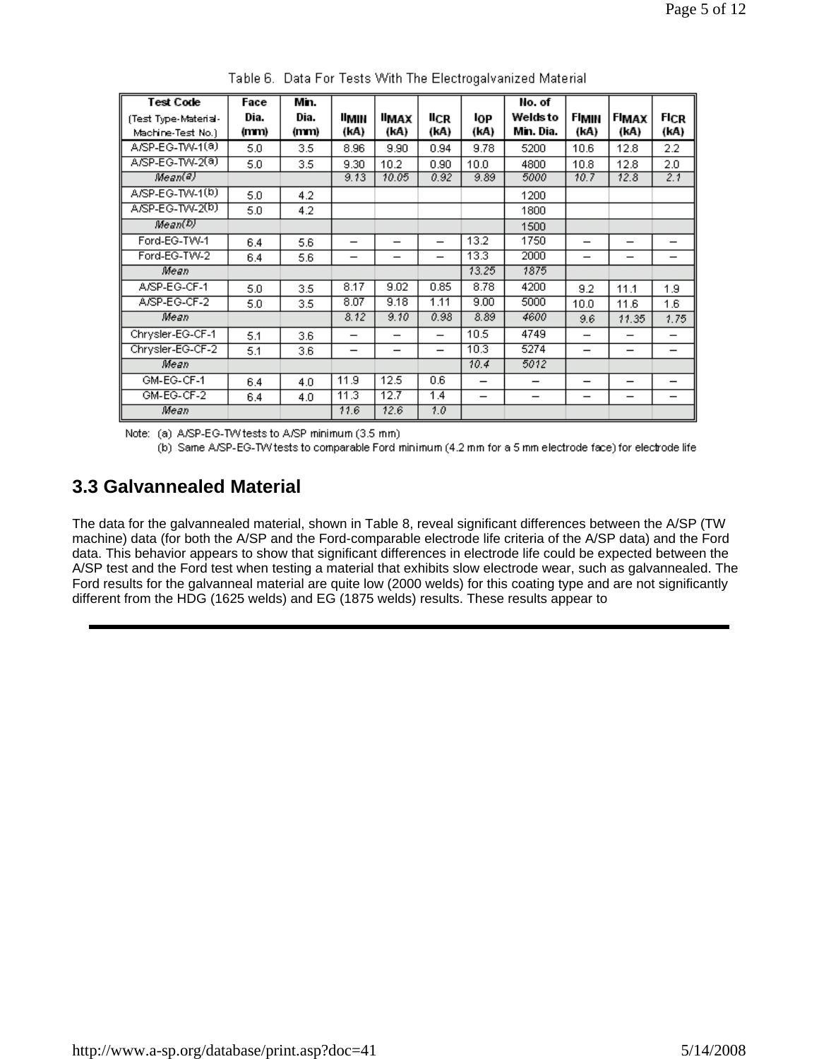Table 6. Data For Tests With The Electrogalvanized Material

| Test Code (Test Type-Material-Machine-Test No.) | Face Dia. (mm) | Min. Dia. (mm) | $II_{MIN}$ (kA) | $II_{MAX}$ (kA) | $II_{CR}$ (kA) | $I_{OP}$ (kA) | No. of Welds to Min. Dia. | $FI_{MIN}$ (kA) | $FI_{MAX}$ (kA) | $FI_{CR}$ (kA) |
|---|---|---|---|---|---|---|---|---|---|---|
| A/SP-EG-TW-1(a) | 5.0 | 3.5 | 8.96 | 9.90 | 0.94 | 9.78 | 5200 | 10.6 | 12.8 | 2.2 |
| A/SP-EG-TW-2(a) | 5.0 | 3.5 | 9.30 | 10.2 | 0.90 | 10.0 | 4800 | 10.8 | 12.8 | 2.0 |
| *Mean(a)* | | | *9.13* | *10.05* | *0.92* | *9.89* | *5000* | *10.7* | *12.8* | *2.1* |
| A/SP-EG-TW-1(b) | 5.0 | 4.2 | | | | | 1200 | | | |
| A/SP-EG-TW-2(b) | 5.0 | 4.2 | | | | | 1800 | | | |
| *Mean(b)* | | | | | | | 1500 | | | |
| Ford-EG-TW-1 | 6.4 | 5.6 | – | – | – | 13.2 | 1750 | – | – | – |
| Ford-EG-TW-2 | 6.4 | 5.6 | – | – | – | 13.3 | 2000 | – | – | – |
| *Mean* | | | | | | *13.25* | *1875* | | | |
| A/SP-EG-CF-1 | 5.0 | 3.5 | 8.17 | 9.02 | 0.85 | 8.78 | 4200 | 9.2 | 11.1 | 1.9 |
| A/SP-EG-CF-2 | 5.0 | 3.5 | 8.07 | 9.18 | 1.11 | 9.00 | 5000 | 10.0 | 11.6 | 1.6 |
| *Mean* | | | *8.12* | *9.10* | *0.98* | *8.89* | *4600* | *9.6* | *11.35* | *1.75* |
| Chrysler-EG-CF-1 | 5.1 | 3.6 | – | – | – | 10.5 | 4749 | – | – | – |
| Chrysler-EG-CF-2 | 5.1 | 3.6 | – | – | – | 10.3 | 5274 | – | – | – |
| *Mean* | | | | | | *10.4* | *5012* | | | |
| GM-EG-CF-1 | 6.4 | 4.0 | 11.9 | 12.5 | 0.6 | – | – | – | – | – |
| GM-EG-CF-2 | 6.4 | 4.0 | 11.3 | 12.7 | 1.4 | – | – | – | – | – |
| *Mean* | | | *11.6* | *12.6* | *1.0* | | | | | |

Note: (a) A/SP-EG-TW tests to A/SP minimum (3.5 mm)
(b) Same A/SP-EG-TW tests to comparable Ford minimum (4.2 mm for a 5 mm electrode face) for electrode life

## 3.3 Galvannealed Material

The data for the galvannealed material, shown in Table 8, reveal significant differences between the A/SP (TW machine) data (for both the A/SP and the Ford-comparable electrode life criteria of the A/SP data) and the Ford data. This behavior appears to show that significant differences in electrode life could be expected between the A/SP test and the Ford test when testing a material that exhibits slow electrode wear, such as galvannealed. The Ford results for the galvanneal material are quite low (2000 welds) for this coating type and are not significantly different from the HDG (1625 welds) and EG (1875 welds) results. These results appear to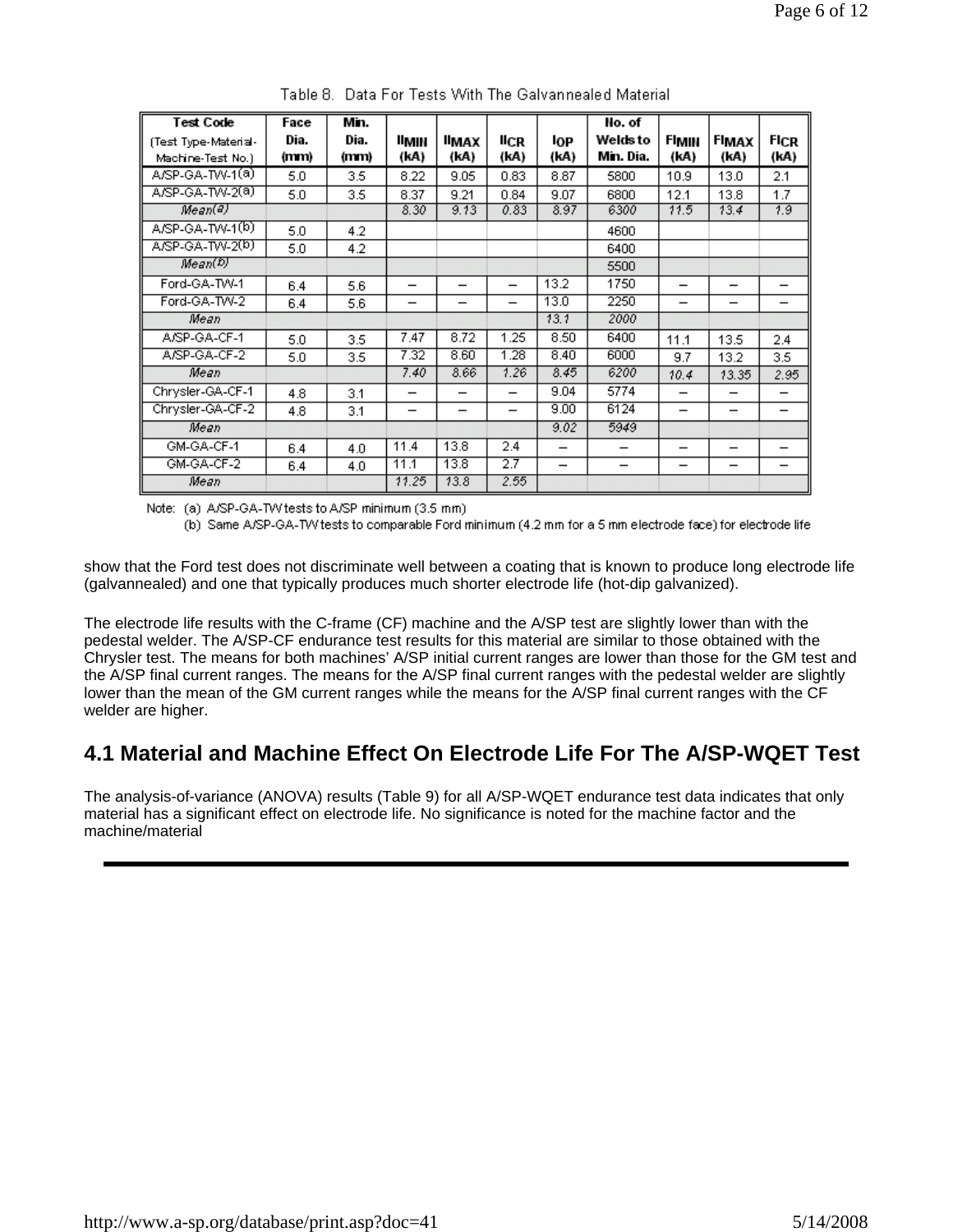Table 8. Data For Tests With The Galvannealed Material

| Test Code (Test Type-Material-Machine-Test No.) | Face Dia. (mm) | Min. Dia. (mm) | $II_{MIN}$ (kA) | $II_{MAX}$ (kA) | $II_{CR}$ (kA) | $I_{OP}$ (kA) | No. of Welds to Min. Dia. | $FI_{MIN}$ (kA) | $FI_{MAX}$ (kA) | $FI_{CR}$ (kA) |
|---|---|---|---|---|---|---|---|---|---|---|
| A/SP-GA-TW-1(a) | 5.0 | 3.5 | 8.22 | 9.05 | 0.83 | 8.87 | 5800 | 10.9 | 13.0 | 2.1 |
| A/SP-GA-TW-2(a) | 5.0 | 3.5 | 8.37 | 9.21 | 0.84 | 9.07 | 6800 | 12.1 | 13.8 | 1.7 |
| *Mean(a)* | | | *8.30* | *9.13* | *0.83* | *8.97* | *6300* | *11.5* | *13.4* | *1.9* |
| A/SP-GA-TW-1(b) | 5.0 | 4.2 | | | | | 4600 | | | |
| A/SP-GA-TW-2(b) | 5.0 | 4.2 | | | | | 6400 | | | |
| *Mean(b)* | | | | | | | 5500 | | | |
| Ford-GA-TW-1 | 6.4 | 5.6 | – | – | – | 13.2 | 1750 | – | – | – |
| Ford-GA-TW-2 | 6.4 | 5.6 | – | – | – | 13.0 | 2250 | – | – | – |
| *Mean* | | | | | | *13.1* | *2000* | | | |
| A/SP-GA-CF-1 | 5.0 | 3.5 | 7.47 | 8.72 | 1.25 | 8.50 | 6400 | 11.1 | 13.5 | 2.4 |
| A/SP-GA-CF-2 | 5.0 | 3.5 | 7.32 | 8.60 | 1.28 | 8.40 | 6000 | 9.7 | 13.2 | 3.5 |
| *Mean* | | | *7.40* | *8.66* | *1.26* | *8.45* | *6200* | *10.4* | *13.35* | *2.95* |
| Chrysler-GA-CF-1 | 4.8 | 3.1 | – | – | – | 9.04 | 5774 | – | – | – |
| Chrysler-GA-CF-2 | 4.8 | 3.1 | – | – | – | 9.00 | 6124 | – | – | – |
| *Mean* | | | | | | *9.02* | *5949* | | | |
| GM-GA-CF-1 | 6.4 | 4.0 | 11.4 | 13.8 | 2.4 | – | – | – | – | – |
| GM-GA-CF-2 | 6.4 | 4.0 | 11.1 | 13.8 | 2.7 | – | – | – | – | – |
| *Mean* | | | *11.25* | *13.8* | *2.55* | | | | | |

Note: (a) A/SP-GA-TW tests to A/SP minimum (3.5 mm)
(b) Same A/SP-GA-TW tests to comparable Ford minimum (4.2 mm for a 5 mm electrode face) for electrode life

show that the Ford test does not discriminate well between a coating that is known to produce long electrode life (galvannealed) and one that typically produces much shorter electrode life (hot-dip galvanized).

The electrode life results with the C-frame (CF) machine and the A/SP test are slightly lower than with the pedestal welder. The A/SP-CF endurance test results for this material are similar to those obtained with the Chrysler test. The means for both machines' A/SP initial current ranges are lower than those for the GM test and the A/SP final current ranges. The means for the A/SP final current ranges with the pedestal welder are slightly lower than the mean of the GM current ranges while the means for the A/SP final current ranges with the CF welder are higher.

## 4.1 Material and Machine Effect On Electrode Life For The A/SP-WQET Test

The analysis-of-variance (ANOVA) results (Table 9) for all A/SP-WQET endurance test data indicates that only material has a significant effect on electrode life. No significance is noted for the machine factor and the machine/material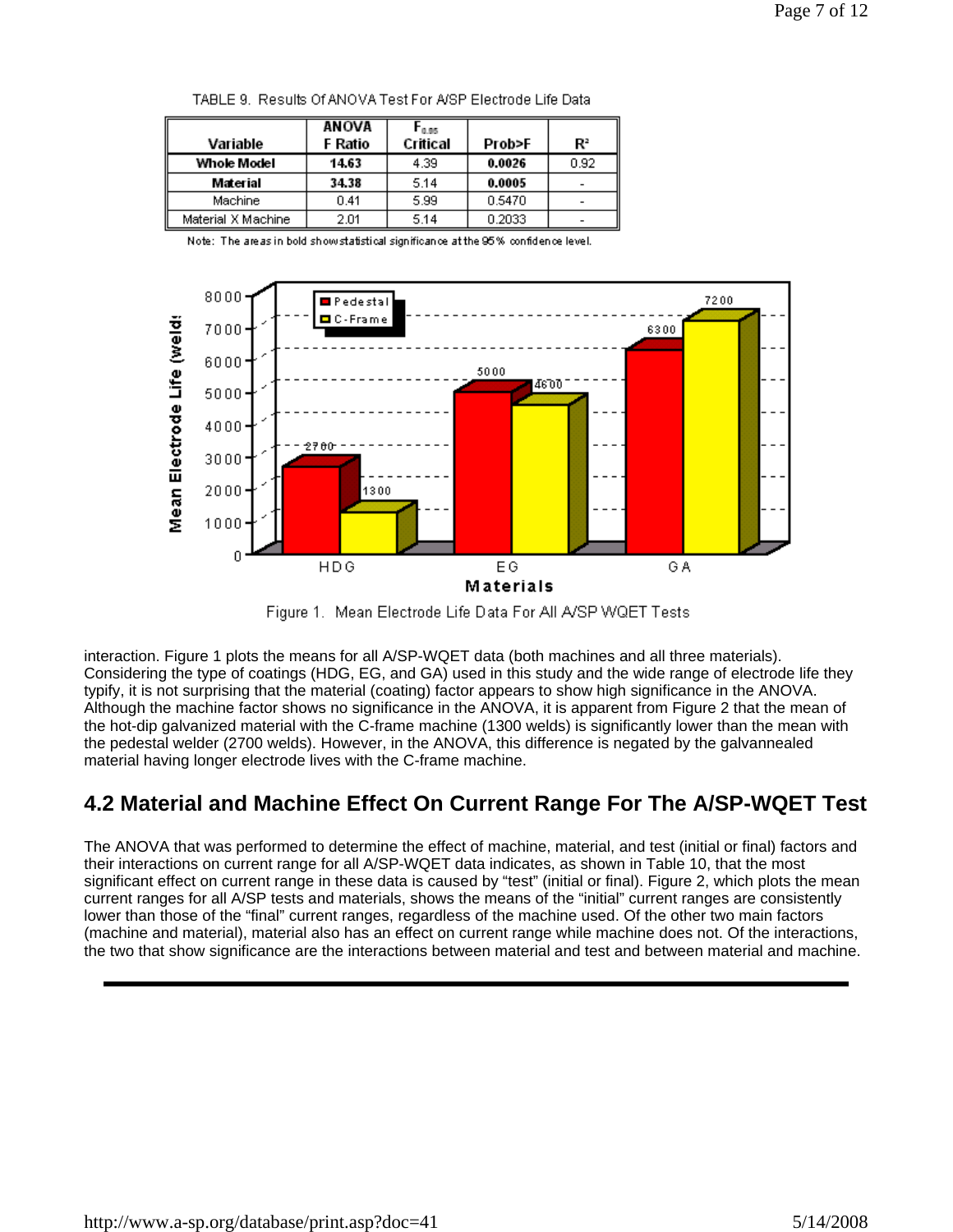TABLE 9. Results Of ANOVA Test For A/SP Electrode Life Data

| Variable | ANOVA F Ratio | $F_{0.95}$ Critical | Prob>F | $R^2$ |
|---|---|---|---|---|
| **Whole Model** | **14.63** | 4.39 | **0.0026** | 0.92 |
| **Material** | **34.38** | 5.14 | **0.0005** | - |
| Machine | 0.41 | 5.99 | 0.5470 | - |
| Material X Machine | 2.01 | 5.14 | 0.2033 | - |

Note: The areas in bold show statistical significance at the 95% confidence level.

Figure 1. Mean Electrode Life Data For All A/SP WQET Tests

interaction. Figure 1 plots the means for all A/SP-WQET data (both machines and all three materials). Considering the type of coatings (HDG, EG, and GA) used in this study and the wide range of electrode life they typify, it is not surprising that the material (coating) factor appears to show high significance in the ANOVA. Although the machine factor shows no significance in the ANOVA, it is apparent from Figure 2 that the mean of the hot-dip galvanized material with the C-frame machine (1300 welds) is significantly lower than the mean with the pedestal welder (2700 welds). However, in the ANOVA, this difference is negated by the galvannealed material having longer electrode lives with the C-frame machine.

## 4.2 Material and Machine Effect On Current Range For The A/SP-WQET Test

The ANOVA that was performed to determine the effect of machine, material, and test (initial or final) factors and their interactions on current range for all A/SP-WQET data indicates, as shown in Table 10, that the most significant effect on current range in these data is caused by "test" (initial or final). Figure 2, which plots the mean current ranges for all A/SP tests and materials, shows the means of the "initial" current ranges are consistently lower than those of the "final" current ranges, regardless of the machine used. Of the other two main factors (machine and material), material also has an effect on current range while machine does not. Of the interactions, the two that show significance are the interactions between material and test and between material and machine.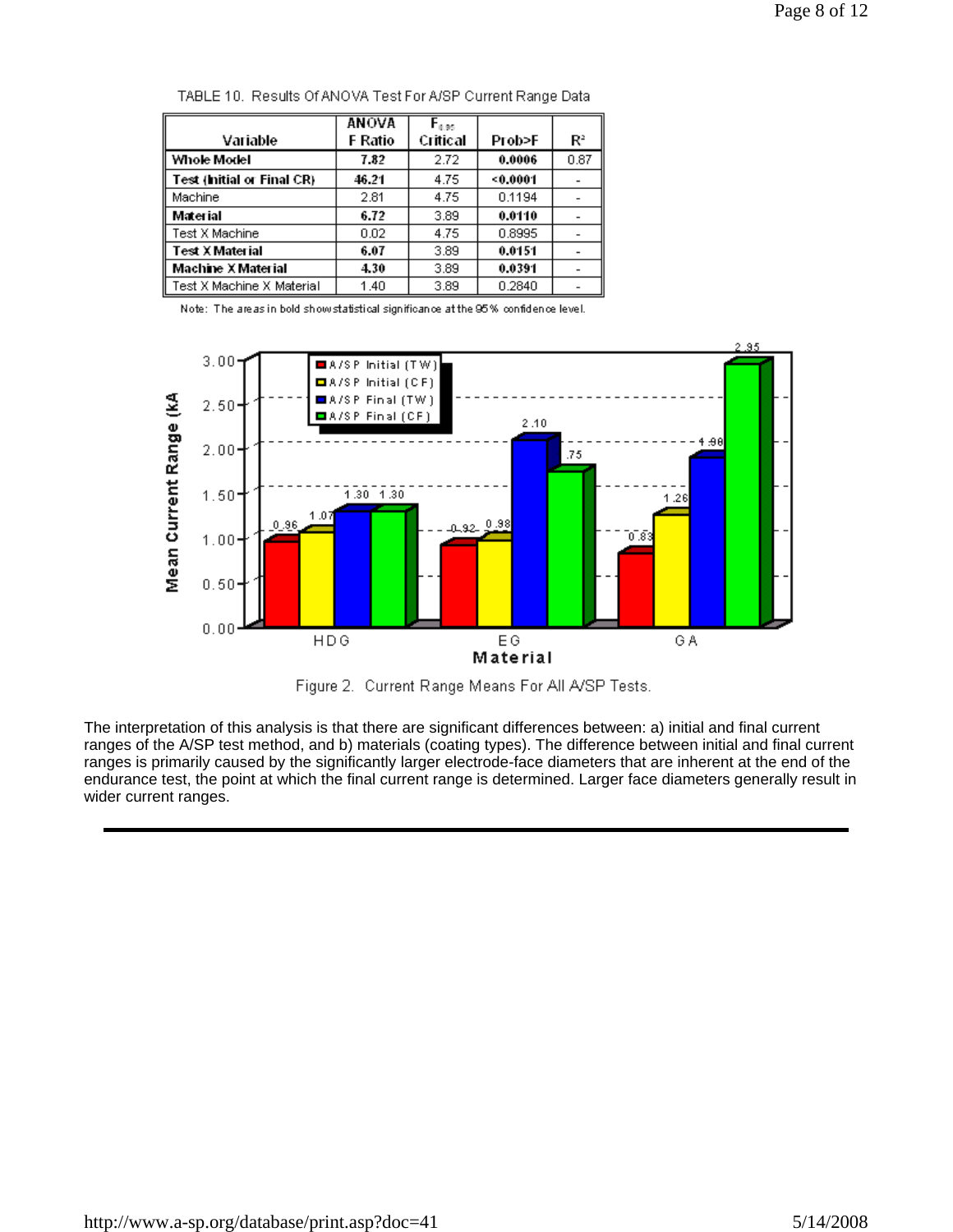TABLE 10. Results Of ANOVA Test For A/SP Current Range Data

| Variable | ANOVA F Ratio | $F_{0.95}$ Critical | Prob>F | $R^2$ |
|---|---|---|---|---|
| **Whole Model** | **7.82** | 2.72 | **0.0006** | 0.87 |
| **Test (Initial or Final CR)** | **46.21** | 4.75 | **<0.0001** | - |
| Machine | 2.81 | 4.75 | 0.1194 | - |
| **Material** | **6.72** | 3.89 | **0.0110** | - |
| Test X Machine | 0.02 | 4.75 | 0.8995 | - |
| **Test X Material** | **6.07** | 3.89 | **0.0151** | - |
| **Machine X Material** | **4.30** | 3.89 | **0.0391** | - |
| Test X Machine X Material | 1.40 | 3.89 | 0.2840 | - |

Note: The areas in bold show statistical significance at the 95% confidence level.

Figure 2. Current Range Means For All A/SP Tests.

The interpretation of this analysis is that there are significant differences between: a) initial and final current ranges of the A/SP test method, and b) materials (coating types). The difference between initial and final current ranges is primarily caused by the significantly larger electrode-face diameters that are inherent at the end of the endurance test, the point at which the final current range is determined. Larger face diameters generally result in wider current ranges.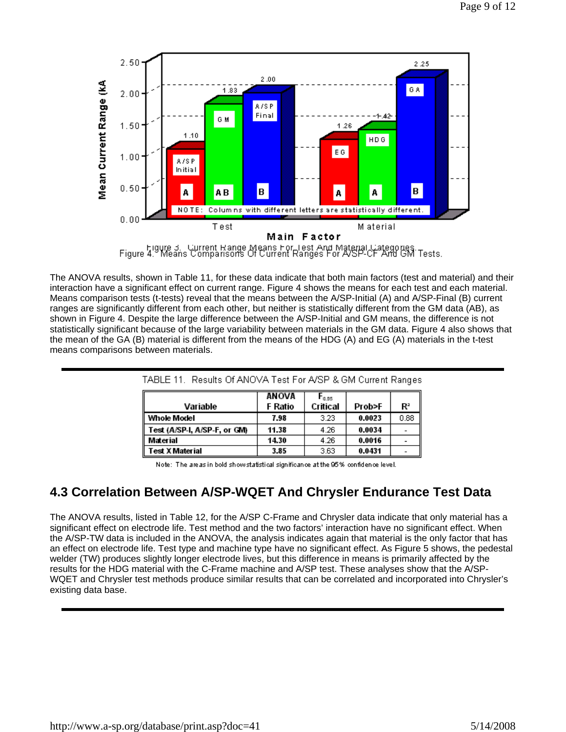Figure 3. Current Range Means For Test And Material Categories.
Figure 4. Means Comparisons Of Current Ranges For A/SP-CF And GM Tests.

The ANOVA results, shown in Table 11, for these data indicate that both main factors (test and material) and their interaction have a significant effect on current range. Figure 4 shows the means for each test and each material. Means comparison tests (t-tests) reveal that the means between the A/SP-Initial (A) and A/SP-Final (B) current ranges are significantly different from each other, but neither is statistically different from the GM data (AB), as shown in Figure 4. Despite the large difference between the A/SP-Initial and GM means, the difference is not statistically significant because of the large variability between materials in the GM data. Figure 4 also shows that the mean of the GA (B) material is different from the means of the HDG (A) and EG (A) materials in the t-test means comparisons between materials.

TABLE 11. Results Of ANOVA Test For A/SP & GM Current Ranges

| Variable | ANOVA F Ratio | $F_{0.05}$ Critical | Prob>F | $R^2$ |
|---|---|---|---|---|
| **Whole Model** | **7.98** | 3.23 | **0.0023** | 0.88 |
| **Test (A/SP-I, A/SP-F, or GM)** | **11.38** | 4.26 | **0.0034** | - |
| **Material** | **14.30** | 4.26 | **0.0016** | - |
| **Test X Material** | **3.85** | 3.63 | **0.0431** | - |

Note: The areas in bold show statistical significance at the 95% confidence level.

## 4.3 Correlation Between A/SP-WQET And Chrysler Endurance Test Data

The ANOVA results, listed in Table 12, for the A/SP C-Frame and Chrysler data indicate that only material has a significant effect on electrode life. Test method and the two factors' interaction have no significant effect. When the A/SP-TW data is included in the ANOVA, the analysis indicates again that material is the only factor that has an effect on electrode life. Test type and machine type have no significant effect. As Figure 5 shows, the pedestal welder (TW) produces slightly longer electrode lives, but this difference in means is primarily affected by the results for the HDG material with the C-Frame machine and A/SP test. These analyses show that the A/SP-WQET and Chrysler test methods produce similar results that can be correlated and incorporated into Chrysler's existing data base.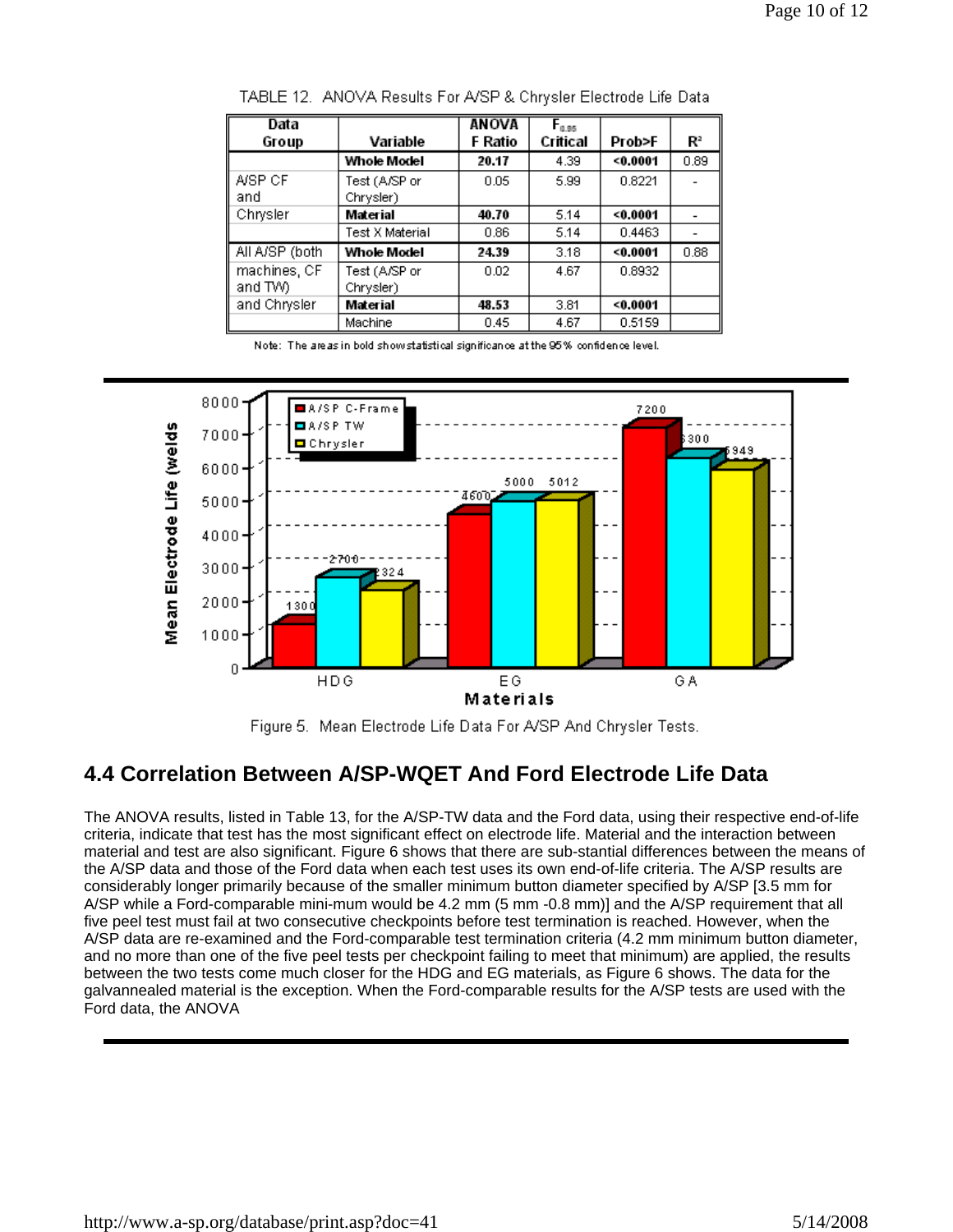TABLE 12. ANOVA Results For A/SP & Chrysler Electrode Life Data

| Data Group | Variable | ANOVA F Ratio | $F_{0.95}$ Critical | Prob>F | $R^2$ |
|---|---|---|---|---|---|
| | **Whole Model** | **20.17** | 4.39 | **<0.0001** | 0.89 |
| A/SP CF and Chrysler | Test (A/SP or Chrysler) | 0.05 | 5.99 | 0.8221 | - |
| | **Material** | **40.70** | 5.14 | **<0.0001** | - |
| | Test X Material | 0.86 | 5.14 | 0.4463 | - |
| All A/SP (both machines, CF and TW) and Chrysler | **Whole Model** | **24.39** | 3.18 | **<0.0001** | 0.88 |
| | Test (A/SP or Chrysler) | 0.02 | 4.67 | 0.8932 | |
| | **Material** | **48.53** | 3.81 | **<0.0001** | |
| | Machine | 0.45 | 4.67 | 0.5159 | |

Note: The areas in bold show statistical significance at the 95% confidence level.

Figure 5. Mean Electrode Life Data For A/SP And Chrysler Tests.

## 4.4 Correlation Between A/SP-WQET And Ford Electrode Life Data

The ANOVA results, listed in Table 13, for the A/SP-TW data and the Ford data, using their respective end-of-life criteria, indicate that test has the most significant effect on electrode life. Material and the interaction between material and test are also significant. Figure 6 shows that there are sub-stantial differences between the means of the A/SP data and those of the Ford data when each test uses its own end-of-life criteria. The A/SP results are considerably longer primarily because of the smaller minimum button diameter specified by A/SP [3.5 mm for A/SP while a Ford-comparable mini-mum would be 4.2 mm (5 mm -0.8 mm)] and the A/SP requirement that all five peel test must fail at two consecutive checkpoints before test termination is reached. However, when the A/SP data are re-examined and the Ford-comparable test termination criteria (4.2 mm minimum button diameter, and no more than one of the five peel tests per checkpoint failing to meet that minimum) are applied, the results between the two tests come much closer for the HDG and EG materials, as Figure 6 shows. The data for the galvannealed material is the exception. When the Ford-comparable results for the A/SP tests are used with the Ford data, the ANOVA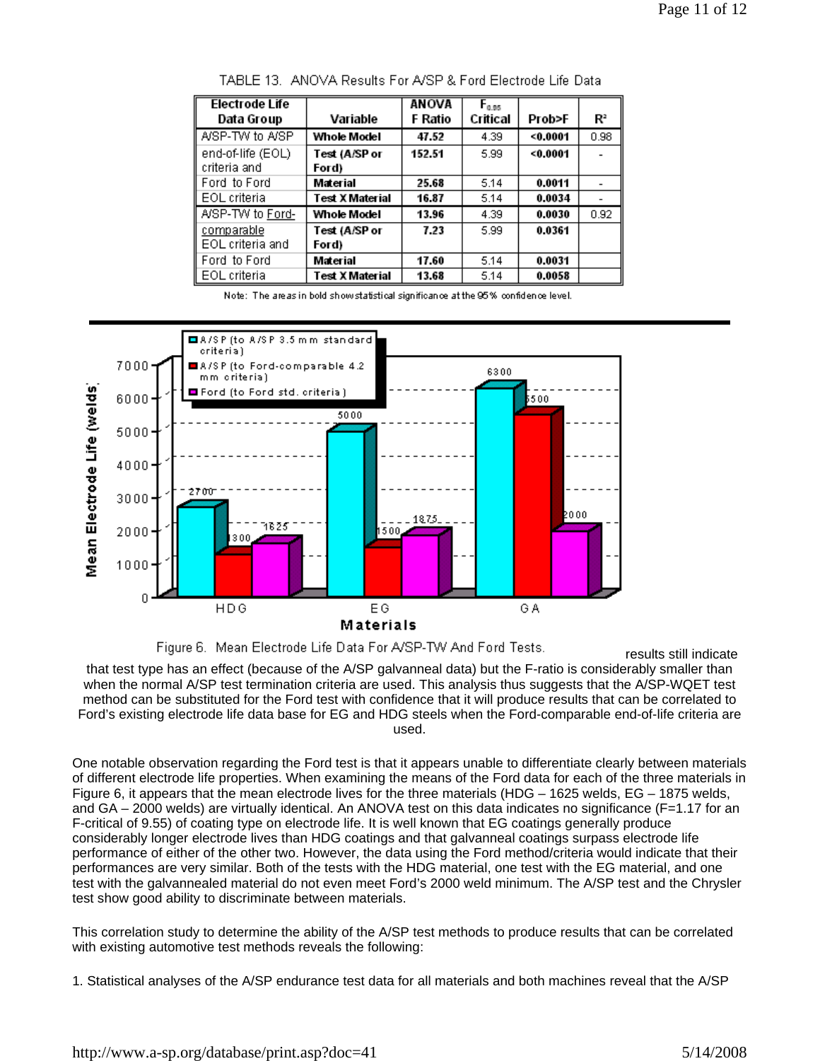TABLE 13. ANOVA Results For A/SP & Ford Electrode Life Data

| Electrode Life Data Group | Variable | ANOVA F Ratio | $F_{0.05}$ Critical | Prob>F | $R^2$ |
|---|---|---|---|---|---|
| A/SP-TW to A/SP end-of-life (EOL) criteria and Ford to Ford EOL criteria | **Whole Model** | **47.52** | 4.39 | **<0.0001** | 0.98 |
| | **Test (A/SP or Ford)** | **152.51** | 5.99 | **<0.0001** | - |
| | **Material** | **25.68** | 5.14 | **0.0011** | - |
| | **Test X Material** | **16.87** | 5.14 | **0.0034** | - |
| A/SP-TW to Ford-comparable EOL criteria and Ford to Ford EOL criteria | **Whole Model** | **13.96** | 4.39 | **0.0030** | 0.92 |
| | **Test (A/SP or Ford)** | **7.23** | 5.99 | **0.0361** | |
| | **Material** | **17.60** | 5.14 | **0.0031** | |
| | **Test X Material** | **13.68** | 5.14 | **0.0058** | |

Note: The areas in bold show statistical significance at the 95% confidence level.

Figure 6. Mean Electrode Life Data For A/SP-TW And Ford Tests.

results still indicate that test type has an effect (because of the A/SP galvanneal data) but the F-ratio is considerably smaller than when the normal A/SP test termination criteria are used. This analysis thus suggests that the A/SP-WQET test method can be substituted for the Ford test with confidence that it will produce results that can be correlated to Ford's existing electrode life data base for EG and HDG steels when the Ford-comparable end-of-life criteria are used.

One notable observation regarding the Ford test is that it appears unable to differentiate clearly between materials of different electrode life properties. When examining the means of the Ford data for each of the three materials in Figure 6, it appears that the mean electrode lives for the three materials (HDG – 1625 welds, EG – 1875 welds, and GA – 2000 welds) are virtually identical. An ANOVA test on this data indicates no significance (F=1.17 for an F-critical of 9.55) of coating type on electrode life. It is well known that EG coatings generally produce considerably longer electrode lives than HDG coatings and that galvanneal coatings surpass electrode life performance of either of the other two. However, the data using the Ford method/criteria would indicate that their performances are very similar. Both of the tests with the HDG material, one test with the EG material, and one test with the galvannealed material do not even meet Ford's 2000 weld minimum. The A/SP test and the Chrysler test show good ability to discriminate between materials.

This correlation study to determine the ability of the A/SP test methods to produce results that can be correlated with existing automotive test methods reveals the following:

1. Statistical analyses of the A/SP endurance test data for all materials and both machines reveal that the A/SP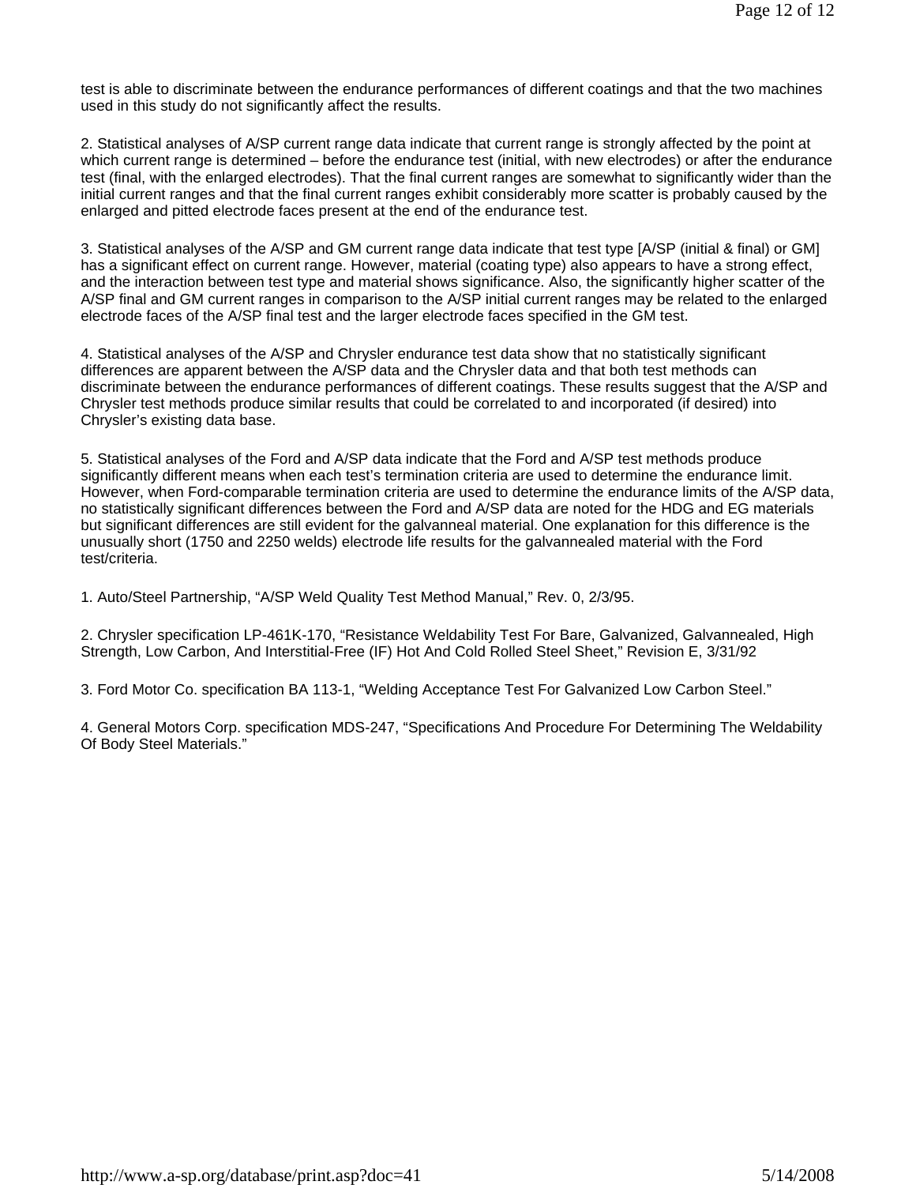test is able to discriminate between the endurance performances of different coatings and that the two machines used in this study do not significantly affect the results.

2. Statistical analyses of A/SP current range data indicate that current range is strongly affected by the point at which current range is determined – before the endurance test (initial, with new electrodes) or after the endurance test (final, with the enlarged electrodes). That the final current ranges are somewhat to significantly wider than the initial current ranges and that the final current ranges exhibit considerably more scatter is probably caused by the enlarged and pitted electrode faces present at the end of the endurance test.

3. Statistical analyses of the A/SP and GM current range data indicate that test type [A/SP (initial & final) or GM] has a significant effect on current range. However, material (coating type) also appears to have a strong effect, and the interaction between test type and material shows significance. Also, the significantly higher scatter of the A/SP final and GM current ranges in comparison to the A/SP initial current ranges may be related to the enlarged electrode faces of the A/SP final test and the larger electrode faces specified in the GM test.

4. Statistical analyses of the A/SP and Chrysler endurance test data show that no statistically significant differences are apparent between the A/SP data and the Chrysler data and that both test methods can discriminate between the endurance performances of different coatings. These results suggest that the A/SP and Chrysler test methods produce similar results that could be correlated to and incorporated (if desired) into Chrysler's existing data base.

5. Statistical analyses of the Ford and A/SP data indicate that the Ford and A/SP test methods produce significantly different means when each test's termination criteria are used to determine the endurance limit. However, when Ford-comparable termination criteria are used to determine the endurance limits of the A/SP data, no statistically significant differences between the Ford and A/SP data are noted for the HDG and EG materials but significant differences are still evident for the galvanneal material. One explanation for this difference is the unusually short (1750 and 2250 welds) electrode life results for the galvannealed material with the Ford test/criteria.

1. Auto/Steel Partnership, "A/SP Weld Quality Test Method Manual," Rev. 0, 2/3/95.

2. Chrysler specification LP-461K-170, "Resistance Weldability Test For Bare, Galvanized, Galvannealed, High Strength, Low Carbon, And Interstitial-Free (IF) Hot And Cold Rolled Steel Sheet," Revision E, 3/31/92

3. Ford Motor Co. specification BA 113-1, "Welding Acceptance Test For Galvanized Low Carbon Steel."

4. General Motors Corp. specification MDS-247, "Specifications And Procedure For Determining The Weldability Of Body Steel Materials."